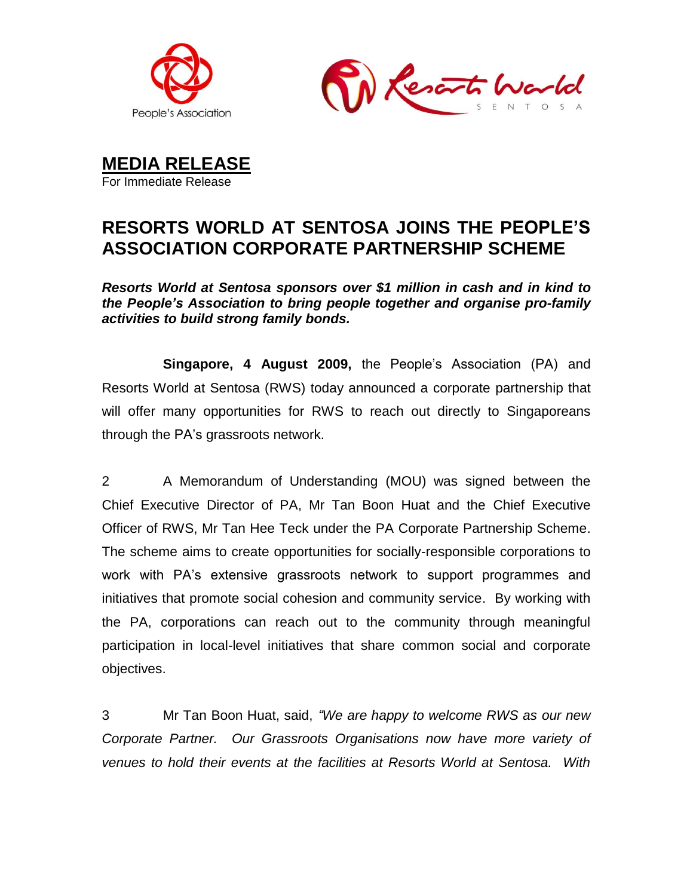People's Association

Resorts World SENTOSA

**MEDIA RELEASE**

For Immediate Release

# RESORTS WORLD AT SENTOSA JOINS THE PEOPLE'S ASSOCIATION CORPORATE PARTNERSHIP SCHEME

***Resorts World at Sentosa sponsors over $1 million in cash and in kind to the People's Association to bring people together and organise pro-family activities to build strong family bonds.***

**Singapore, 4 August 2009,** the People's Association (PA) and Resorts World at Sentosa (RWS) today announced a corporate partnership that will offer many opportunities for RWS to reach out directly to Singaporeans through the PA's grassroots network.

2 A Memorandum of Understanding (MOU) was signed between the Chief Executive Director of PA, Mr Tan Boon Huat and the Chief Executive Officer of RWS, Mr Tan Hee Teck under the PA Corporate Partnership Scheme. The scheme aims to create opportunities for socially-responsible corporations to work with PA's extensive grassroots network to support programmes and initiatives that promote social cohesion and community service. By working with the PA, corporations can reach out to the community through meaningful participation in local-level initiatives that share common social and corporate objectives.

3 Mr Tan Boon Huat, said, *"We are happy to welcome RWS as our new Corporate Partner. Our Grassroots Organisations now have more variety of venues to hold their events at the facilities at Resorts World at Sentosa. With*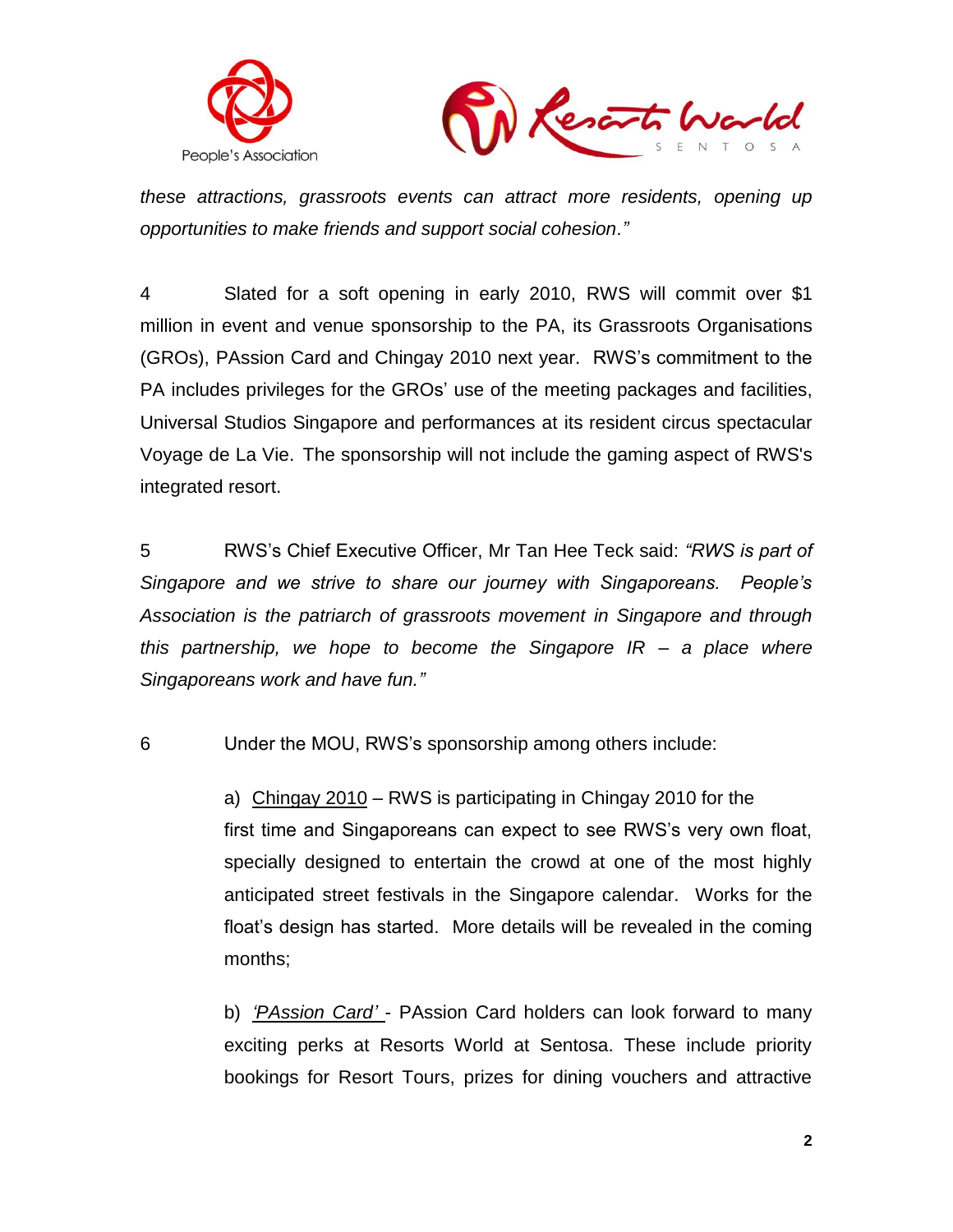*these attractions, grassroots events can attract more residents, opening up opportunities to make friends and support social cohesion."*

4 Slated for a soft opening in early 2010, RWS will commit over $1 million in event and venue sponsorship to the PA, its Grassroots Organisations (GROs), PAssion Card and Chingay 2010 next year. RWS's commitment to the PA includes privileges for the GROs' use of the meeting packages and facilities, Universal Studios Singapore and performances at its resident circus spectacular Voyage de La Vie. The sponsorship will not include the gaming aspect of RWS's integrated resort.

5 RWS's Chief Executive Officer, Mr Tan Hee Teck said: *"RWS is part of Singapore and we strive to share our journey with Singaporeans. People's Association is the patriarch of grassroots movement in Singapore and through this partnership, we hope to become the Singapore IR – a place where Singaporeans work and have fun."*

6 Under the MOU, RWS's sponsorship among others include:

a) <u>Chingay 2010</u> – RWS is participating in Chingay 2010 for the first time and Singaporeans can expect to see RWS's very own float, specially designed to entertain the crowd at one of the most highly anticipated street festivals in the Singapore calendar. Works for the float's design has started. More details will be revealed in the coming months;

b) *<u>'PAssion Card'</u>* - PAssion Card holders can look forward to many exciting perks at Resorts World at Sentosa. These include priority bookings for Resort Tours, prizes for dining vouchers and attractive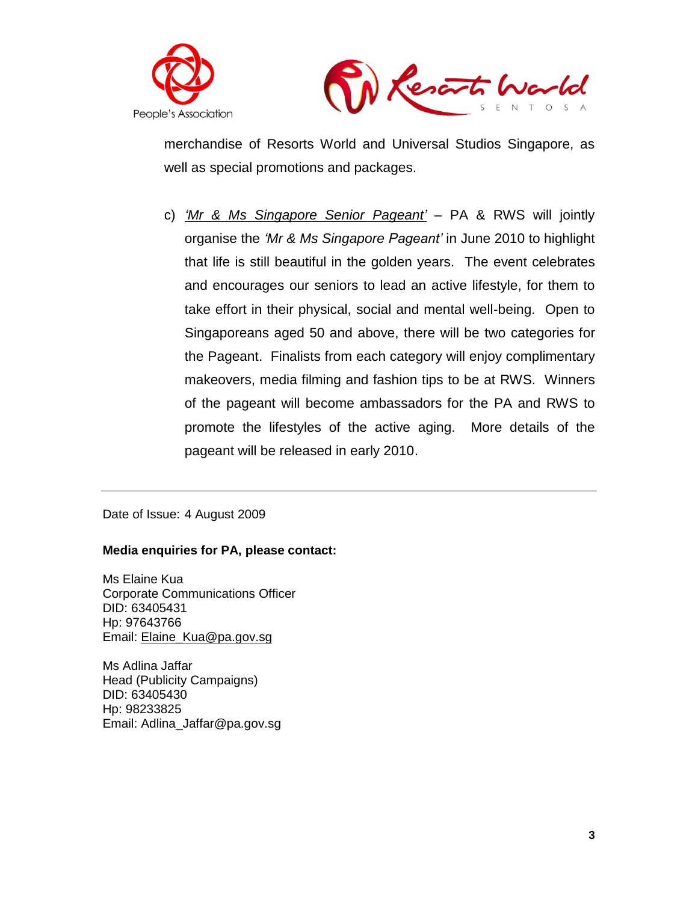merchandise of Resorts World and Universal Studios Singapore, as well as special promotions and packages.

c) _‘Mr & Ms Singapore Senior Pageant’_ – PA & RWS will jointly organise the *‘Mr & Ms Singapore Pageant’* in June 2010 to highlight that life is still beautiful in the golden years. The event celebrates and encourages our seniors to lead an active lifestyle, for them to take effort in their physical, social and mental well-being. Open to Singaporeans aged 50 and above, there will be two categories for the Pageant. Finalists from each category will enjoy complimentary makeovers, media filming and fashion tips to be at RWS. Winners of the pageant will become ambassadors for the PA and RWS to promote the lifestyles of the active aging. More details of the pageant will be released in early 2010.

---

Date of Issue: 4 August 2009

**Media enquiries for PA, please contact:**

Ms Elaine Kua
Corporate Communications Officer
DID: 63405431
Hp: 97643766
Email: Elaine_Kua@pa.gov.sg

Ms Adlina Jaffar
Head (Publicity Campaigns)
DID: 63405430
Hp: 98233825
Email: Adlina_Jaffar@pa.gov.sg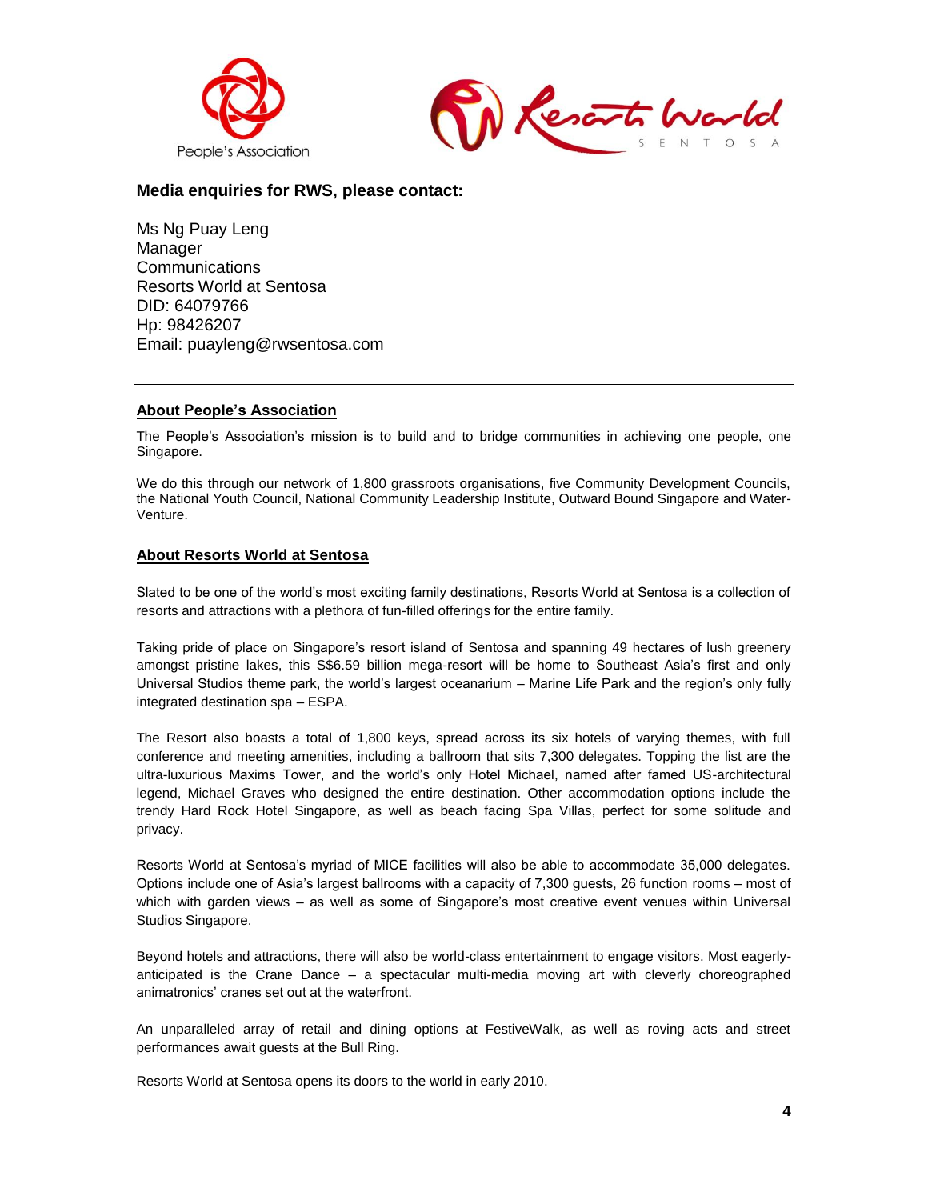People's Association

Resorts World Sentosa

**Media enquiries for RWS, please contact:**

Ms Ng Puay Leng
Manager
Communications
Resorts World at Sentosa
DID: 64079766
Hp: 98426207
Email: puayleng@rwsentosa.com

---

**About People's Association**

The People's Association's mission is to build and to bridge communities in achieving one people, one Singapore.

We do this through our network of 1,800 grassroots organisations, five Community Development Councils, the National Youth Council, National Community Leadership Institute, Outward Bound Singapore and Water-Venture.

**About Resorts World at Sentosa**

Slated to be one of the world's most exciting family destinations, Resorts World at Sentosa is a collection of resorts and attractions with a plethora of fun-filled offerings for the entire family.

Taking pride of place on Singapore's resort island of Sentosa and spanning 49 hectares of lush greenery amongst pristine lakes, this S$6.59 billion mega-resort will be home to Southeast Asia's first and only Universal Studios theme park, the world's largest oceanarium – Marine Life Park and the region's only fully integrated destination spa – ESPA.

The Resort also boasts a total of 1,800 keys, spread across its six hotels of varying themes, with full conference and meeting amenities, including a ballroom that sits 7,300 delegates. Topping the list are the ultra-luxurious Maxims Tower, and the world's only Hotel Michael, named after famed US-architectural legend, Michael Graves who designed the entire destination. Other accommodation options include the trendy Hard Rock Hotel Singapore, as well as beach facing Spa Villas, perfect for some solitude and privacy.

Resorts World at Sentosa's myriad of MICE facilities will also be able to accommodate 35,000 delegates. Options include one of Asia's largest ballrooms with a capacity of 7,300 guests, 26 function rooms – most of which with garden views – as well as some of Singapore's most creative event venues within Universal Studios Singapore.

Beyond hotels and attractions, there will also be world-class entertainment to engage visitors. Most eagerly-anticipated is the Crane Dance – a spectacular multi-media moving art with cleverly choreographed animatronics' cranes set out at the waterfront.

An unparalleled array of retail and dining options at FestiveWalk, as well as roving acts and street performances await guests at the Bull Ring.

Resorts World at Sentosa opens its doors to the world in early 2010.